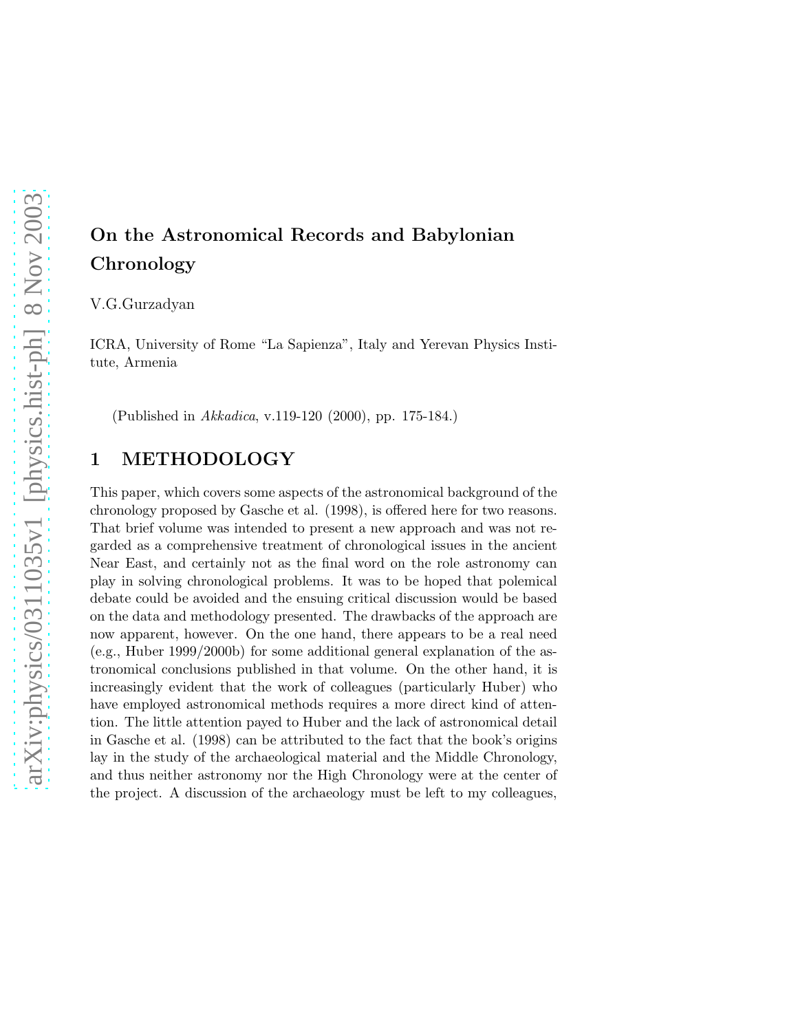# On the Astronomical Records and Babylonian Chronology

V.G.Gurzadyan

ICRA, University of Rome "La Sapienza", Italy and Yerevan Physics Institute, Armenia

(Published in *Akkadica*, v.119-120 (2000), pp. 175-184.)

## 1 METHODOLOGY

This paper, which covers some aspects of the astronomical background of the chronology proposed by Gasche et al. (1998), is offered here for two reasons. That brief volume was intended to present a new approach and was not regarded as a comprehensive treatment of chronological issues in the ancient Near East, and certainly not as the final word on the role astronomy can play in solving chronological problems. It was to be hoped that polemical debate could be avoided and the ensuing critical discussion would be based on the data and methodology presented. The drawbacks of the approach are now apparent, however. On the one hand, there appears to be a real need (e.g., Huber 1999/2000b) for some additional general explanation of the astronomical conclusions published in that volume. On the other hand, it is increasingly evident that the work of colleagues (particularly Huber) who have employed astronomical methods requires a more direct kind of attention. The little attention payed to Huber and the lack of astronomical detail in Gasche et al. (1998) can be attributed to the fact that the book's origins lay in the study of the archaeological material and the Middle Chronology, and thus neither astronomy nor the High Chronology were at the center of the project. A discussion of the archaeology must be left to my colleagues,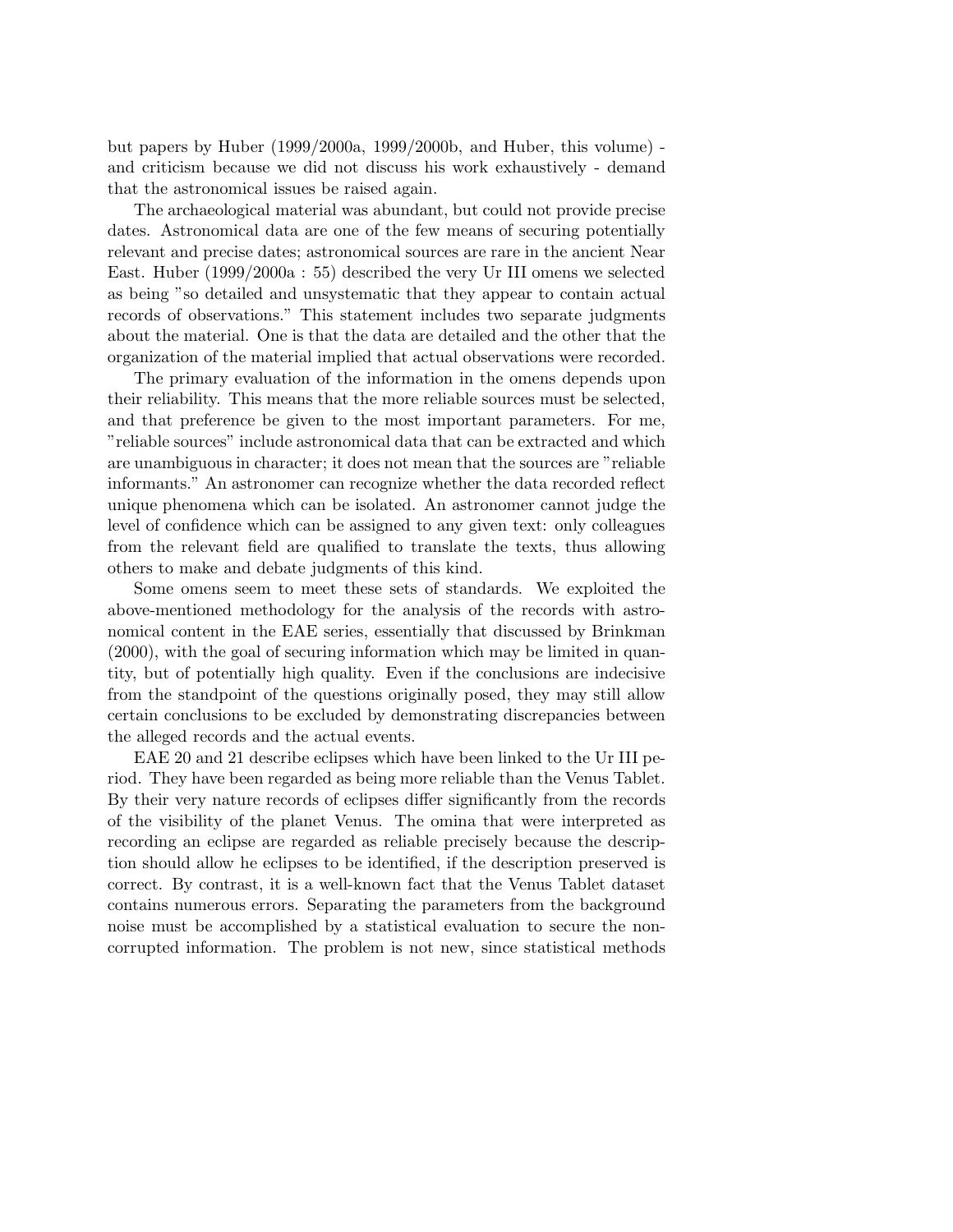but papers by Huber (1999/2000a, 1999/2000b, and Huber, this volume) - and criticism because we did not discuss his work exhaustively - demand that the astronomical issues be raised again.

The archaeological material was abundant, but could not provide precise dates. Astronomical data are one of the few means of securing potentially relevant and precise dates; astronomical sources are rare in the ancient Near East. Huber (1999/2000a : 55) described the very Ur III omens we selected as being "so detailed and unsystematic that they appear to contain actual records of observations." This statement includes two separate judgments about the material. One is that the data are detailed and the other that the organization of the material implied that actual observations were recorded.

The primary evaluation of the information in the omens depends upon their reliability. This means that the more reliable sources must be selected, and that preference be given to the most important parameters. For me, "reliable sources" include astronomical data that can be extracted and which are unambiguous in character; it does not mean that the sources are "reliable informants." An astronomer can recognize whether the data recorded reflect unique phenomena which can be isolated. An astronomer cannot judge the level of confidence which can be assigned to any given text: only colleagues from the relevant field are qualified to translate the texts, thus allowing others to make and debate judgments of this kind.

Some omens seem to meet these sets of standards. We exploited the above-mentioned methodology for the analysis of the records with astronomical content in the EAE series, essentially that discussed by Brinkman (2000), with the goal of securing information which may be limited in quantity, but of potentially high quality. Even if the conclusions are indecisive from the standpoint of the questions originally posed, they may still allow certain conclusions to be excluded by demonstrating discrepancies between the alleged records and the actual events.

EAE 20 and 21 describe eclipses which have been linked to the Ur III period. They have been regarded as being more reliable than the Venus Tablet. By their very nature records of eclipses differ significantly from the records of the visibility of the planet Venus. The omina that were interpreted as recording an eclipse are regarded as reliable precisely because the description should allow he eclipses to be identified, if the description preserved is correct. By contrast, it is a well-known fact that the Venus Tablet dataset contains numerous errors. Separating the parameters from the background noise must be accomplished by a statistical evaluation to secure the non-corrupted information. The problem is not new, since statistical methods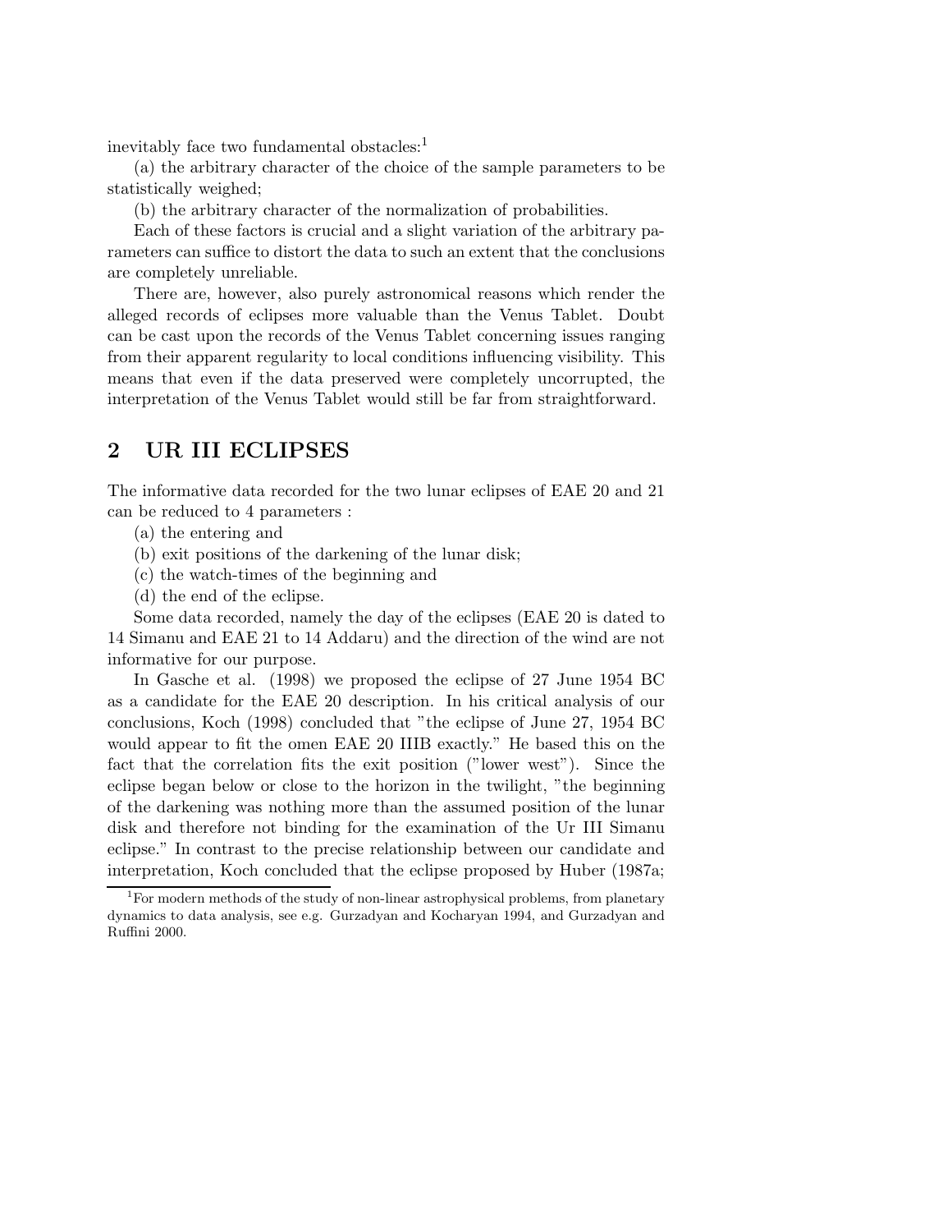inevitably face two fundamental obstacles:[1]

(a) the arbitrary character of the choice of the sample parameters to be statistically weighed;

(b) the arbitrary character of the normalization of probabilities.

Each of these factors is crucial and a slight variation of the arbitrary parameters can suffice to distort the data to such an extent that the conclusions are completely unreliable.

There are, however, also purely astronomical reasons which render the alleged records of eclipses more valuable than the Venus Tablet. Doubt can be cast upon the records of the Venus Tablet concerning issues ranging from their apparent regularity to local conditions influencing visibility. This means that even if the data preserved were completely uncorrupted, the interpretation of the Venus Tablet would still be far from straightforward.

## 2 UR III ECLIPSES

The informative data recorded for the two lunar eclipses of EAE 20 and 21 can be reduced to 4 parameters :

(a) the entering and

(b) exit positions of the darkening of the lunar disk;

(c) the watch-times of the beginning and

(d) the end of the eclipse.

Some data recorded, namely the day of the eclipses (EAE 20 is dated to 14 Simanu and EAE 21 to 14 Addaru) and the direction of the wind are not informative for our purpose.

In Gasche et al. (1998) we proposed the eclipse of 27 June 1954 BC as a candidate for the EAE 20 description. In his critical analysis of our conclusions, Koch (1998) concluded that "the eclipse of June 27, 1954 BC would appear to fit the omen EAE 20 IIIB exactly." He based this on the fact that the correlation fits the exit position ("lower west"). Since the eclipse began below or close to the horizon in the twilight, "the beginning of the darkening was nothing more than the assumed position of the lunar disk and therefore not binding for the examination of the Ur III Simanu eclipse." In contrast to the precise relationship between our candidate and interpretation, Koch concluded that the eclipse proposed by Huber (1987a;

[1] For modern methods of the study of non-linear astrophysical problems, from planetary dynamics to data analysis, see e.g. Gurzadyan and Kocharyan 1994, and Gurzadyan and Ruffini 2000.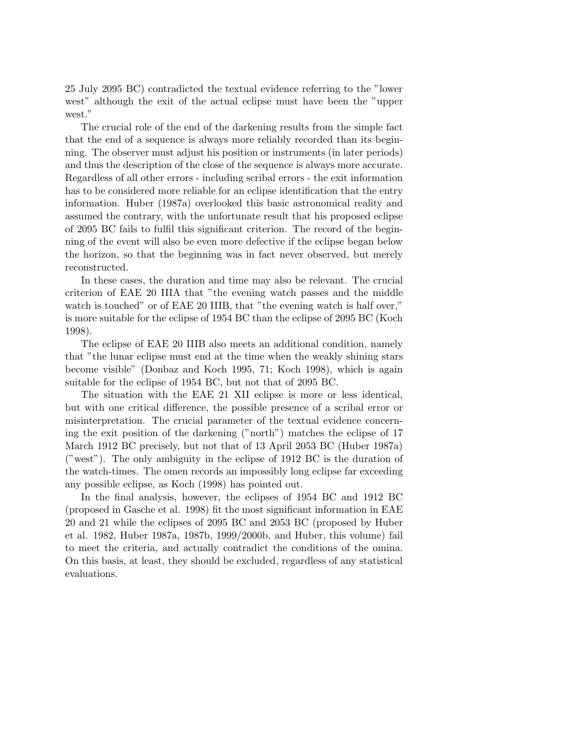25 July 2095 BC) contradicted the textual evidence referring to the "lower west" although the exit of the actual eclipse must have been the "upper west."

The crucial role of the end of the darkening results from the simple fact that the end of a sequence is always more reliably recorded than its beginning. The observer must adjust his position or instruments (in later periods) and thus the description of the close of the sequence is always more accurate. Regardless of all other errors - including scribal errors - the exit information has to be considered more reliable for an eclipse identification that the entry information. Huber (1987a) overlooked this basic astronomical reality and assumed the contrary, with the unfortunate result that his proposed eclipse of 2095 BC fails to fulfil this significant criterion. The record of the beginning of the event will also be even more defective if the eclipse began below the horizon, so that the beginning was in fact never observed, but merely reconstructed.

In these cases, the duration and time may also be relevant. The crucial criterion of EAE 20 IIIA that "the evening watch passes and the middle watch is touched" or of EAE 20 IIIB, that "the evening watch is half over," is more suitable for the eclipse of 1954 BC than the eclipse of 2095 BC (Koch 1998).

The eclipse of EAE 20 IIIB also meets an additional condition, namely that "the lunar eclipse must end at the time when the weakly shining stars become visible" (Donbaz and Koch 1995, 71; Koch 1998), which is again suitable for the eclipse of 1954 BC, but not that of 2095 BC.

The situation with the EAE 21 XII eclipse is more or less identical, but with one critical difference, the possible presence of a scribal error or misinterpretation. The crucial parameter of the textual evidence concerning the exit position of the darkening ("north") matches the eclipse of 17 March 1912 BC precisely, but not that of 13 April 2053 BC (Huber 1987a) ("west"). The only ambiguity in the eclipse of 1912 BC is the duration of the watch-times. The omen records an impossibly long eclipse far exceeding any possible eclipse, as Koch (1998) has pointed out.

In the final analysis, however, the eclipses of 1954 BC and 1912 BC (proposed in Gasche et al. 1998) fit the most significant information in EAE 20 and 21 while the eclipses of 2095 BC and 2053 BC (proposed by Huber et al. 1982, Huber 1987a, 1987b, 1999/2000b, and Huber, this volume) fail to meet the criteria, and actually contradict the conditions of the omina. On this basis, at least, they should be excluded, regardless of any statistical evaluations.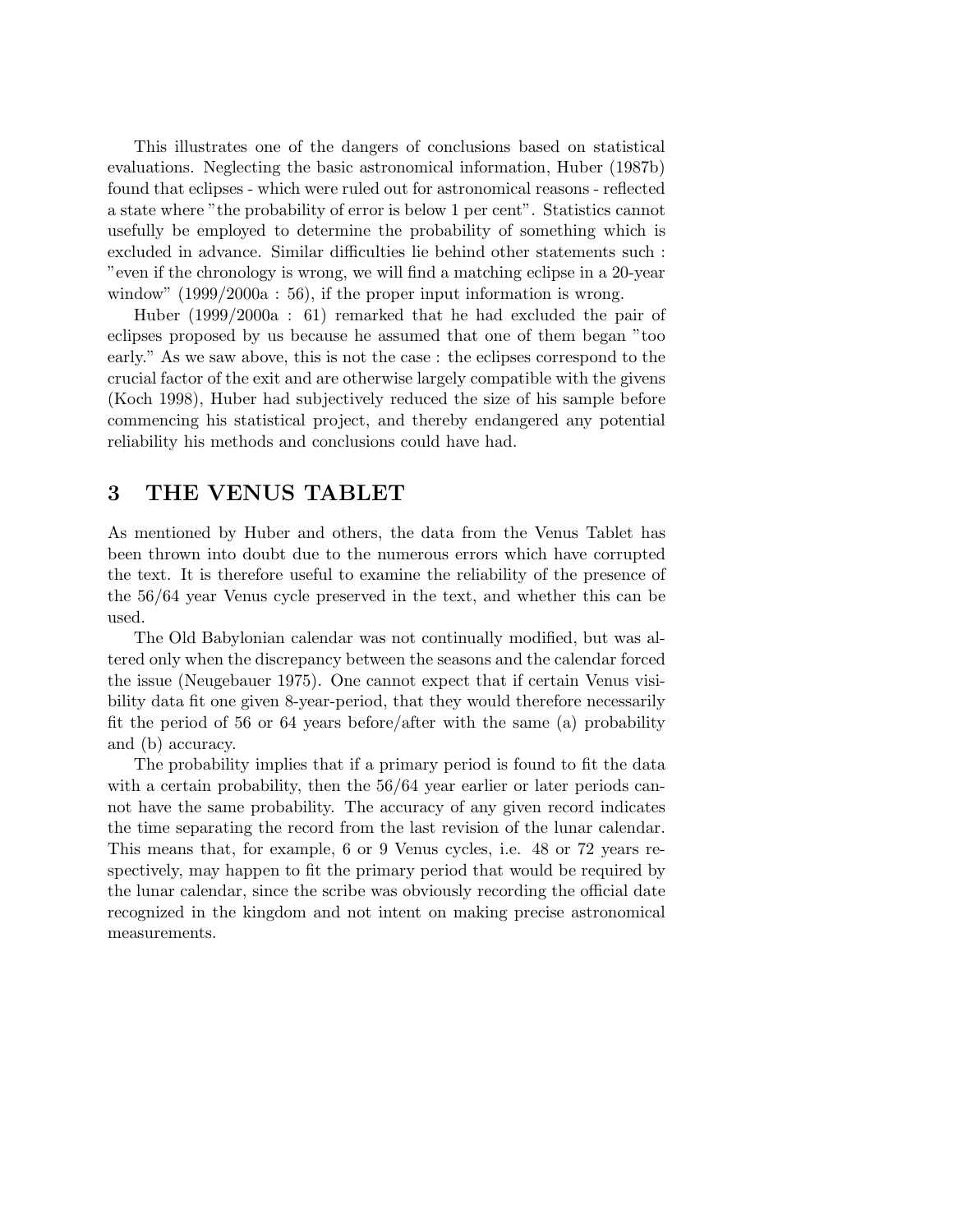This illustrates one of the dangers of conclusions based on statistical evaluations. Neglecting the basic astronomical information, Huber (1987b) found that eclipses - which were ruled out for astronomical reasons - reflected a state where "the probability of error is below 1 per cent". Statistics cannot usefully be employed to determine the probability of something which is excluded in advance. Similar difficulties lie behind other statements such : "even if the chronology is wrong, we will find a matching eclipse in a 20-year window" (1999/2000a : 56), if the proper input information is wrong.

Huber (1999/2000a : 61) remarked that he had excluded the pair of eclipses proposed by us because he assumed that one of them began "too early." As we saw above, this is not the case : the eclipses correspond to the crucial factor of the exit and are otherwise largely compatible with the givens (Koch 1998), Huber had subjectively reduced the size of his sample before commencing his statistical project, and thereby endangered any potential reliability his methods and conclusions could have had.

## 3 THE VENUS TABLET

As mentioned by Huber and others, the data from the Venus Tablet has been thrown into doubt due to the numerous errors which have corrupted the text. It is therefore useful to examine the reliability of the presence of the 56/64 year Venus cycle preserved in the text, and whether this can be used.

The Old Babylonian calendar was not continually modified, but was altered only when the discrepancy between the seasons and the calendar forced the issue (Neugebauer 1975). One cannot expect that if certain Venus visibility data fit one given 8-year-period, that they would therefore necessarily fit the period of 56 or 64 years before/after with the same (a) probability and (b) accuracy.

The probability implies that if a primary period is found to fit the data with a certain probability, then the 56/64 year earlier or later periods cannot have the same probability. The accuracy of any given record indicates the time separating the record from the last revision of the lunar calendar. This means that, for example, 6 or 9 Venus cycles, i.e. 48 or 72 years respectively, may happen to fit the primary period that would be required by the lunar calendar, since the scribe was obviously recording the official date recognized in the kingdom and not intent on making precise astronomical measurements.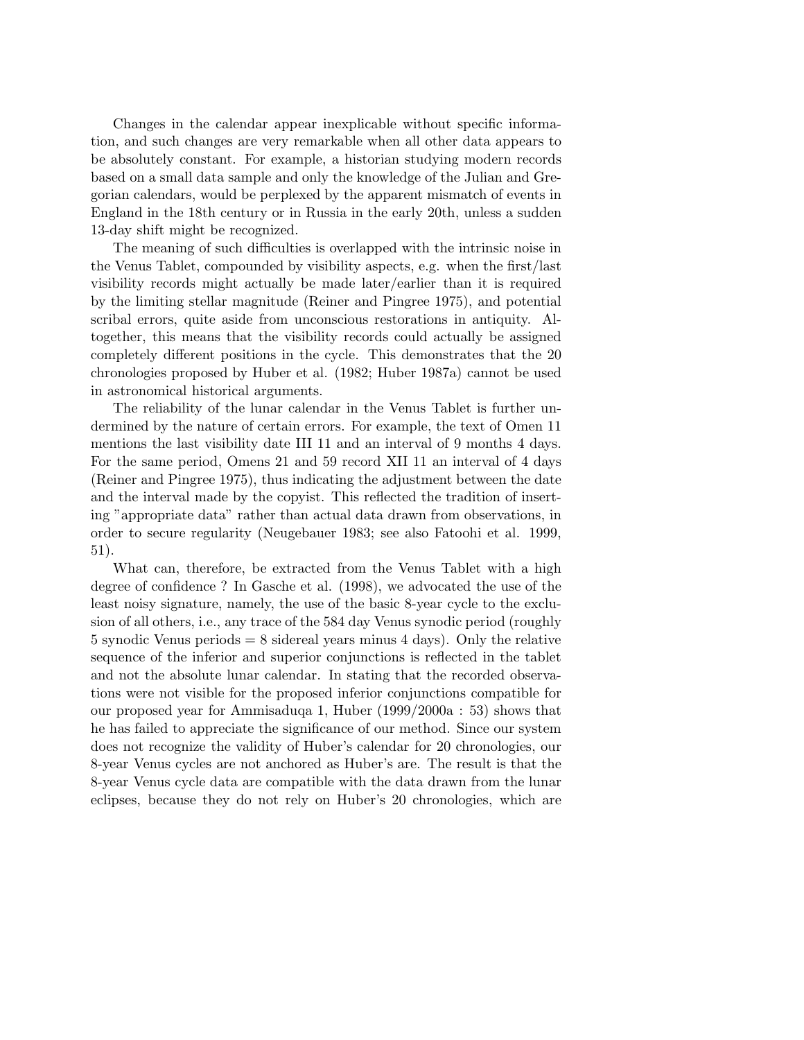Changes in the calendar appear inexplicable without specific information, and such changes are very remarkable when all other data appears to be absolutely constant. For example, a historian studying modern records based on a small data sample and only the knowledge of the Julian and Gregorian calendars, would be perplexed by the apparent mismatch of events in England in the 18th century or in Russia in the early 20th, unless a sudden 13-day shift might be recognized.

The meaning of such difficulties is overlapped with the intrinsic noise in the Venus Tablet, compounded by visibility aspects, e.g. when the first/last visibility records might actually be made later/earlier than it is required by the limiting stellar magnitude (Reiner and Pingree 1975), and potential scribal errors, quite aside from unconscious restorations in antiquity. Altogether, this means that the visibility records could actually be assigned completely different positions in the cycle. This demonstrates that the 20 chronologies proposed by Huber et al. (1982; Huber 1987a) cannot be used in astronomical historical arguments.

The reliability of the lunar calendar in the Venus Tablet is further undermined by the nature of certain errors. For example, the text of Omen 11 mentions the last visibility date III 11 and an interval of 9 months 4 days. For the same period, Omens 21 and 59 record XII 11 an interval of 4 days (Reiner and Pingree 1975), thus indicating the adjustment between the date and the interval made by the copyist. This reflected the tradition of inserting "appropriate data" rather than actual data drawn from observations, in order to secure regularity (Neugebauer 1983; see also Fatoohi et al. 1999, 51).

What can, therefore, be extracted from the Venus Tablet with a high degree of confidence ? In Gasche et al. (1998), we advocated the use of the least noisy signature, namely, the use of the basic 8-year cycle to the exclusion of all others, i.e., any trace of the 584 day Venus synodic period (roughly 5 synodic Venus periods = 8 sidereal years minus 4 days). Only the relative sequence of the inferior and superior conjunctions is reflected in the tablet and not the absolute lunar calendar. In stating that the recorded observations were not visible for the proposed inferior conjunctions compatible for our proposed year for Ammisaduqa 1, Huber (1999/2000a : 53) shows that he has failed to appreciate the significance of our method. Since our system does not recognize the validity of Huber's calendar for 20 chronologies, our 8-year Venus cycles are not anchored as Huber's are. The result is that the 8-year Venus cycle data are compatible with the data drawn from the lunar eclipses, because they do not rely on Huber's 20 chronologies, which are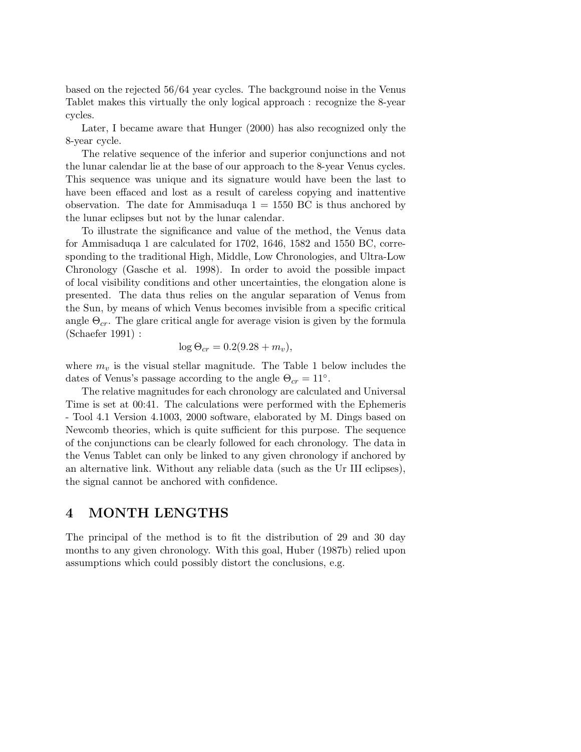based on the rejected 56/64 year cycles. The background noise in the Venus Tablet makes this virtually the only logical approach : recognize the 8-year cycles.

Later, I became aware that Hunger (2000) has also recognized only the 8-year cycle.

The relative sequence of the inferior and superior conjunctions and not the lunar calendar lie at the base of our approach to the 8-year Venus cycles. This sequence was unique and its signature would have been the last to have been effaced and lost as a result of careless copying and inattentive observation. The date for Ammisaduqa 1 = 1550 BC is thus anchored by the lunar eclipses but not by the lunar calendar.

To illustrate the significance and value of the method, the Venus data for Ammisaduqa 1 are calculated for 1702, 1646, 1582 and 1550 BC, corresponding to the traditional High, Middle, Low Chronologies, and Ultra-Low Chronology (Gasche et al. 1998). In order to avoid the possible impact of local visibility conditions and other uncertainties, the elongation alone is presented. The data thus relies on the angular separation of Venus from the Sun, by means of which Venus becomes invisible from a specific critical angle $\Theta_{cr}$. The glare critical angle for average vision is given by the formula (Schaefer 1991) :

$$\log \Theta_{cr} = 0.2(9.28 + m_v),$$

where $m_v$ is the visual stellar magnitude. The Table 1 below includes the dates of Venus's passage according to the angle $\Theta_{cr} = 11^\circ$.

The relative magnitudes for each chronology are calculated and Universal Time is set at 00:41. The calculations were performed with the Ephemeris - Tool 4.1 Version 4.1003, 2000 software, elaborated by M. Dings based on Newcomb theories, which is quite sufficient for this purpose. The sequence of the conjunctions can be clearly followed for each chronology. The data in the Venus Tablet can only be linked to any given chronology if anchored by an alternative link. Without any reliable data (such as the Ur III eclipses), the signal cannot be anchored with confidence.

## 4 MONTH LENGTHS

The principal of the method is to fit the distribution of 29 and 30 day months to any given chronology. With this goal, Huber (1987b) relied upon assumptions which could possibly distort the conclusions, e.g.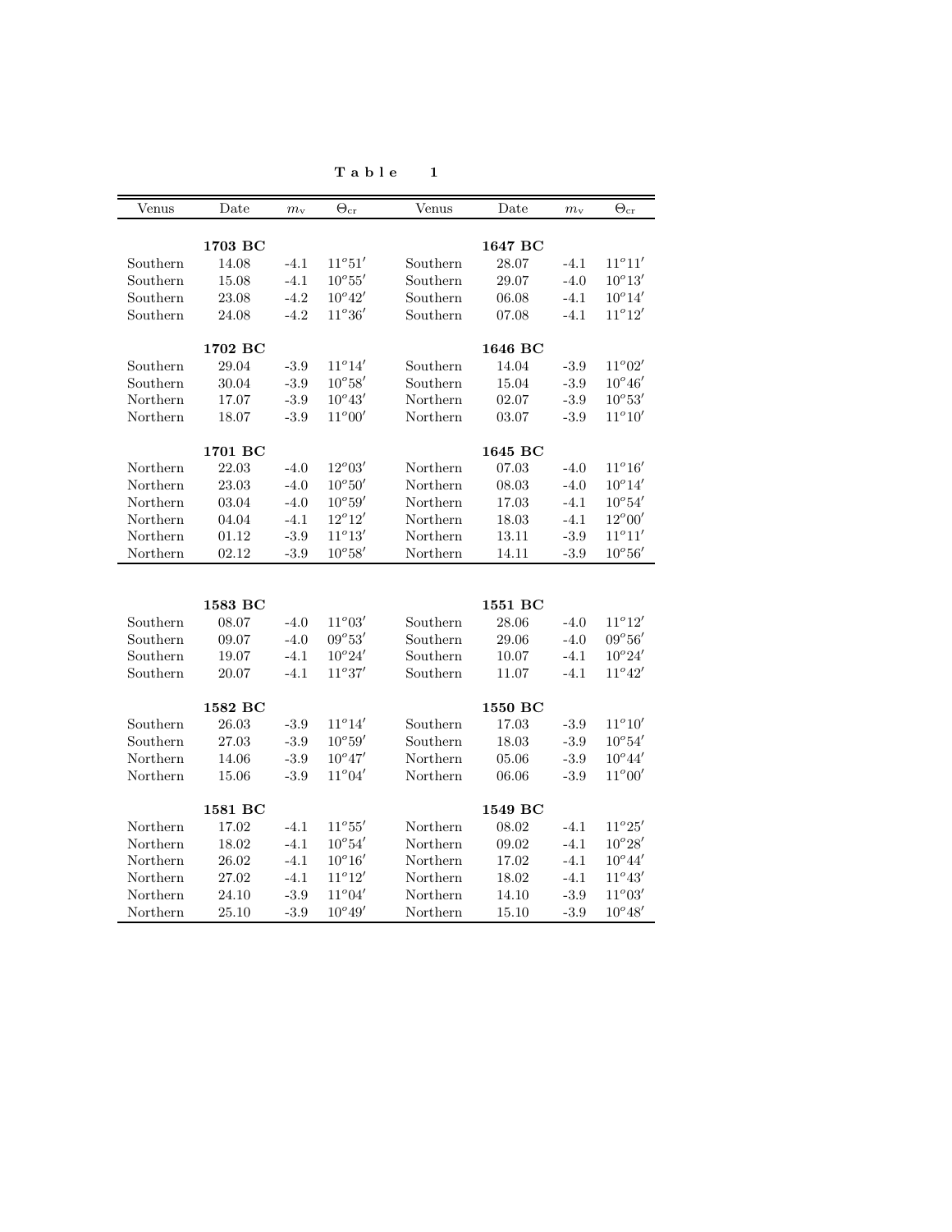**Table 1**

| Venus | Date | $m_{\rm v}$ | $\Theta_{\rm cr}$ | Venus | Date | $m_{\rm v}$ | $\Theta_{\rm cr}$ |
|---|---|---|---|---|---|---|---|
| | **1703 BC** | | | | **1647 BC** | | |
| Southern | 14.08 | -4.1 | $11^o51'$ | Southern | 28.07 | -4.1 | $11^o11'$ |
| Southern | 15.08 | -4.1 | $10^o55'$ | Southern | 29.07 | -4.0 | $10^o13'$ |
| Southern | 23.08 | -4.2 | $10^o42'$ | Southern | 06.08 | -4.1 | $10^o14'$ |
| Southern | 24.08 | -4.2 | $11^o36'$ | Southern | 07.08 | -4.1 | $11^o12'$ |
| | **1702 BC** | | | | **1646 BC** | | |
| Southern | 29.04 | -3.9 | $11^o14'$ | Southern | 14.04 | -3.9 | $11^o02'$ |
| Southern | 30.04 | -3.9 | $10^o58'$ | Southern | 15.04 | -3.9 | $10^o46'$ |
| Northern | 17.07 | -3.9 | $10^o43'$ | Northern | 02.07 | -3.9 | $10^o53'$ |
| Northern | 18.07 | -3.9 | $11^o00'$ | Northern | 03.07 | -3.9 | $11^o10'$ |
| | **1701 BC** | | | | **1645 BC** | | |
| Northern | 22.03 | -4.0 | $12^o03'$ | Northern | 07.03 | -4.0 | $11^o16'$ |
| Northern | 23.03 | -4.0 | $10^o50'$ | Northern | 08.03 | -4.0 | $10^o14'$ |
| Northern | 03.04 | -4.0 | $10^o59'$ | Northern | 17.03 | -4.1 | $10^o54'$ |
| Northern | 04.04 | -4.1 | $12^o12'$ | Northern | 18.03 | -4.1 | $12^o00'$ |
| Northern | 01.12 | -3.9 | $11^o13'$ | Northern | 13.11 | -3.9 | $11^o11'$ |
| Northern | 02.12 | -3.9 | $10^o58'$ | Northern | 14.11 | -3.9 | $10^o56'$ |
| | **1583 BC** | | | | **1551 BC** | | |
| Southern | 08.07 | -4.0 | $11^o03'$ | Southern | 28.06 | -4.0 | $11^o12'$ |
| Southern | 09.07 | -4.0 | $09^o53'$ | Southern | 29.06 | -4.0 | $09^o56'$ |
| Southern | 19.07 | -4.1 | $10^o24'$ | Southern | 10.07 | -4.1 | $10^o24'$ |
| Southern | 20.07 | -4.1 | $11^o37'$ | Southern | 11.07 | -4.1 | $11^o42'$ |
| | **1582 BC** | | | | **1550 BC** | | |
| Southern | 26.03 | -3.9 | $11^o14'$ | Southern | 17.03 | -3.9 | $11^o10'$ |
| Southern | 27.03 | -3.9 | $10^o59'$ | Southern | 18.03 | -3.9 | $10^o54'$ |
| Northern | 14.06 | -3.9 | $10^o47'$ | Northern | 05.06 | -3.9 | $10^o44'$ |
| Northern | 15.06 | -3.9 | $11^o04'$ | Northern | 06.06 | -3.9 | $11^o00'$ |
| | **1581 BC** | | | | **1549 BC** | | |
| Northern | 17.02 | -4.1 | $11^o55'$ | Northern | 08.02 | -4.1 | $11^o25'$ |
| Northern | 18.02 | -4.1 | $10^o54'$ | Northern | 09.02 | -4.1 | $10^o28'$ |
| Northern | 26.02 | -4.1 | $10^o16'$ | Northern | 17.02 | -4.1 | $10^o44'$ |
| Northern | 27.02 | -4.1 | $11^o12'$ | Northern | 18.02 | -4.1 | $11^o43'$ |
| Northern | 24.10 | -3.9 | $11^o04'$ | Northern | 14.10 | -3.9 | $11^o03'$ |
| Northern | 25.10 | -3.9 | $10^o49'$ | Northern | 15.10 | -3.9 | $10^o48'$ |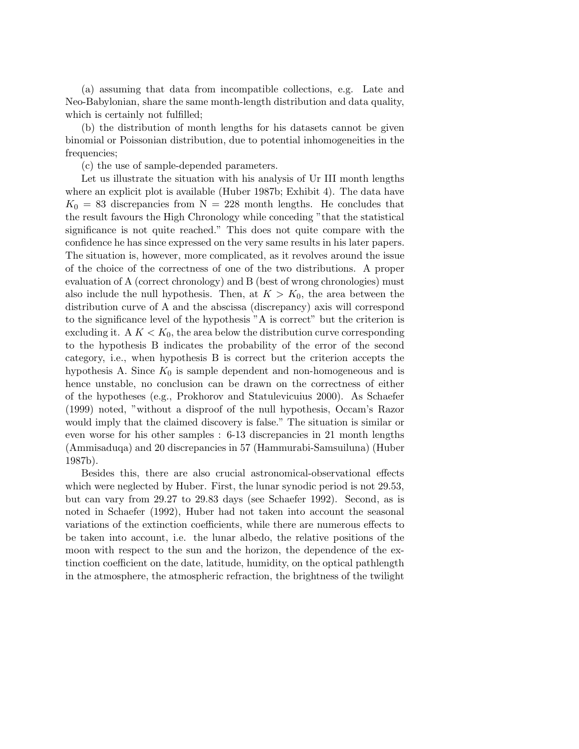(a) assuming that data from incompatible collections, e.g. Late and Neo-Babylonian, share the same month-length distribution and data quality, which is certainly not fulfilled;

(b) the distribution of month lengths for his datasets cannot be given binomial or Poissonian distribution, due to potential inhomogeneities in the frequencies;

(c) the use of sample-depended parameters.

Let us illustrate the situation with his analysis of Ur III month lengths where an explicit plot is available (Huber 1987b; Exhibit 4). The data have $K_0 = 83$ discrepancies from $N = 228$ month lengths. He concludes that the result favours the High Chronology while conceding "that the statistical significance is not quite reached." This does not quite compare with the confidence he has since expressed on the very same results in his later papers. The situation is, however, more complicated, as it revolves around the issue of the choice of the correctness of one of the two distributions. A proper evaluation of A (correct chronology) and B (best of wrong chronologies) must also include the null hypothesis. Then, at $K > K_0$, the area between the distribution curve of A and the abscissa (discrepancy) axis will correspond to the significance level of the hypothesis "A is correct" but the criterion is excluding it. A $K < K_0$, the area below the distribution curve corresponding to the hypothesis B indicates the probability of the error of the second category, i.e., when hypothesis B is correct but the criterion accepts the hypothesis A. Since $K_0$ is sample dependent and non-homogeneous and is hence unstable, no conclusion can be drawn on the correctness of either of the hypotheses (e.g., Prokhorov and Statulevicuius 2000). As Schaefer (1999) noted, "without a disproof of the null hypothesis, Occam's Razor would imply that the claimed discovery is false." The situation is similar or even worse for his other samples : 6-13 discrepancies in 21 month lengths (Ammisaduqa) and 20 discrepancies in 57 (Hammurabi-Samsuiluna) (Huber 1987b).

Besides this, there are also crucial astronomical-observational effects which were neglected by Huber. First, the lunar synodic period is not 29.53, but can vary from 29.27 to 29.83 days (see Schaefer 1992). Second, as is noted in Schaefer (1992), Huber had not taken into account the seasonal variations of the extinction coefficients, while there are numerous effects to be taken into account, i.e. the lunar albedo, the relative positions of the moon with respect to the sun and the horizon, the dependence of the extinction coefficient on the date, latitude, humidity, on the optical pathlength in the atmosphere, the atmospheric refraction, the brightness of the twilight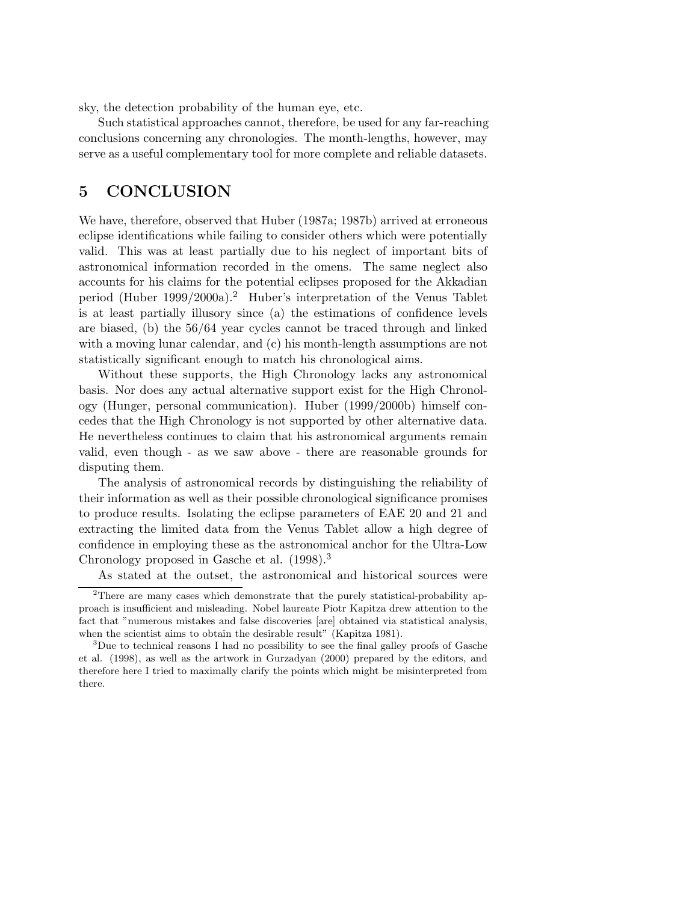sky, the detection probability of the human eye, etc.

Such statistical approaches cannot, therefore, be used for any far-reaching conclusions concerning any chronologies. The month-lengths, however, may serve as a useful complementary tool for more complete and reliable datasets.

## 5 CONCLUSION

We have, therefore, observed that Huber (1987a; 1987b) arrived at erroneous eclipse identifications while failing to consider others which were potentially valid. This was at least partially due to his neglect of important bits of astronomical information recorded in the omens. The same neglect also accounts for his claims for the potential eclipses proposed for the Akkadian period (Huber 1999/2000a).[2] Huber's interpretation of the Venus Tablet is at least partially illusory since (a) the estimations of confidence levels are biased, (b) the 56/64 year cycles cannot be traced through and linked with a moving lunar calendar, and (c) his month-length assumptions are not statistically significant enough to match his chronological aims.

Without these supports, the High Chronology lacks any astronomical basis. Nor does any actual alternative support exist for the High Chronology (Hunger, personal communication). Huber (1999/2000b) himself concedes that the High Chronology is not supported by other alternative data. He nevertheless continues to claim that his astronomical arguments remain valid, even though - as we saw above - there are reasonable grounds for disputing them.

The analysis of astronomical records by distinguishing the reliability of their information as well as their possible chronological significance promises to produce results. Isolating the eclipse parameters of EAE 20 and 21 and extracting the limited data from the Venus Tablet allow a high degree of confidence in employing these as the astronomical anchor for the Ultra-Low Chronology proposed in Gasche et al. (1998).[3]

As stated at the outset, the astronomical and historical sources were

---

[2] There are many cases which demonstrate that the purely statistical-probability approach is insufficient and misleading. Nobel laureate Piotr Kapitza drew attention to the fact that "numerous mistakes and false discoveries [are] obtained via statistical analysis, when the scientist aims to obtain the desirable result" (Kapitza 1981).

[3] Due to technical reasons I had no possibility to see the final galley proofs of Gasche et al. (1998), as well as the artwork in Gurzadyan (2000) prepared by the editors, and therefore here I tried to maximally clarify the points which might be misinterpreted from there.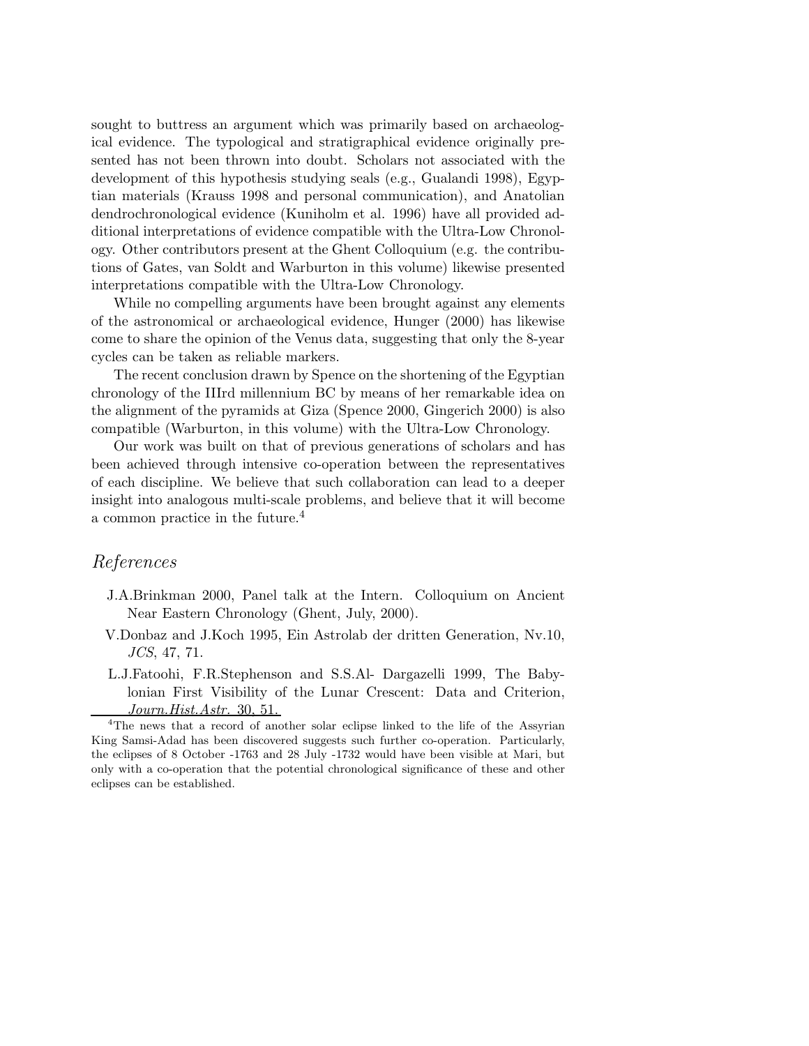sought to buttress an argument which was primarily based on archaeological evidence. The typological and stratigraphical evidence originally presented has not been thrown into doubt. Scholars not associated with the development of this hypothesis studying seals (e.g., Gualandi 1998), Egyptian materials (Krauss 1998 and personal communication), and Anatolian dendrochronological evidence (Kuniholm et al. 1996) have all provided additional interpretations of evidence compatible with the Ultra-Low Chronology. Other contributors present at the Ghent Colloquium (e.g. the contributions of Gates, van Soldt and Warburton in this volume) likewise presented interpretations compatible with the Ultra-Low Chronology.

While no compelling arguments have been brought against any elements of the astronomical or archaeological evidence, Hunger (2000) has likewise come to share the opinion of the Venus data, suggesting that only the 8-year cycles can be taken as reliable markers.

The recent conclusion drawn by Spence on the shortening of the Egyptian chronology of the IIIrd millennium BC by means of her remarkable idea on the alignment of the pyramids at Giza (Spence 2000, Gingerich 2000) is also compatible (Warburton, in this volume) with the Ultra-Low Chronology.

Our work was built on that of previous generations of scholars and has been achieved through intensive co-operation between the representatives of each discipline. We believe that such collaboration can lead to a deeper insight into analogous multi-scale problems, and believe that it will become a common practice in the future.[4]

## *References*

- J.A.Brinkman 2000, Panel talk at the Intern. Colloquium on Ancient Near Eastern Chronology (Ghent, July, 2000).
- V.Donbaz and J.Koch 1995, Ein Astrolab der dritten Generation, Nv.10, *JCS*, 47, 71.
- L.J.Fatoohi, F.R.Stephenson and S.S.Al- Dargazelli 1999, The Babylonian First Visibility of the Lunar Crescent: Data and Criterion, *Journ.Hist.Astr.* 30, 51.

[4]The news that a record of another solar eclipse linked to the life of the Assyrian King Samsi-Adad has been discovered suggests such further co-operation. Particularly, the eclipses of 8 October -1763 and 28 July -1732 would have been visible at Mari, but only with a co-operation that the potential chronological significance of these and other eclipses can be established.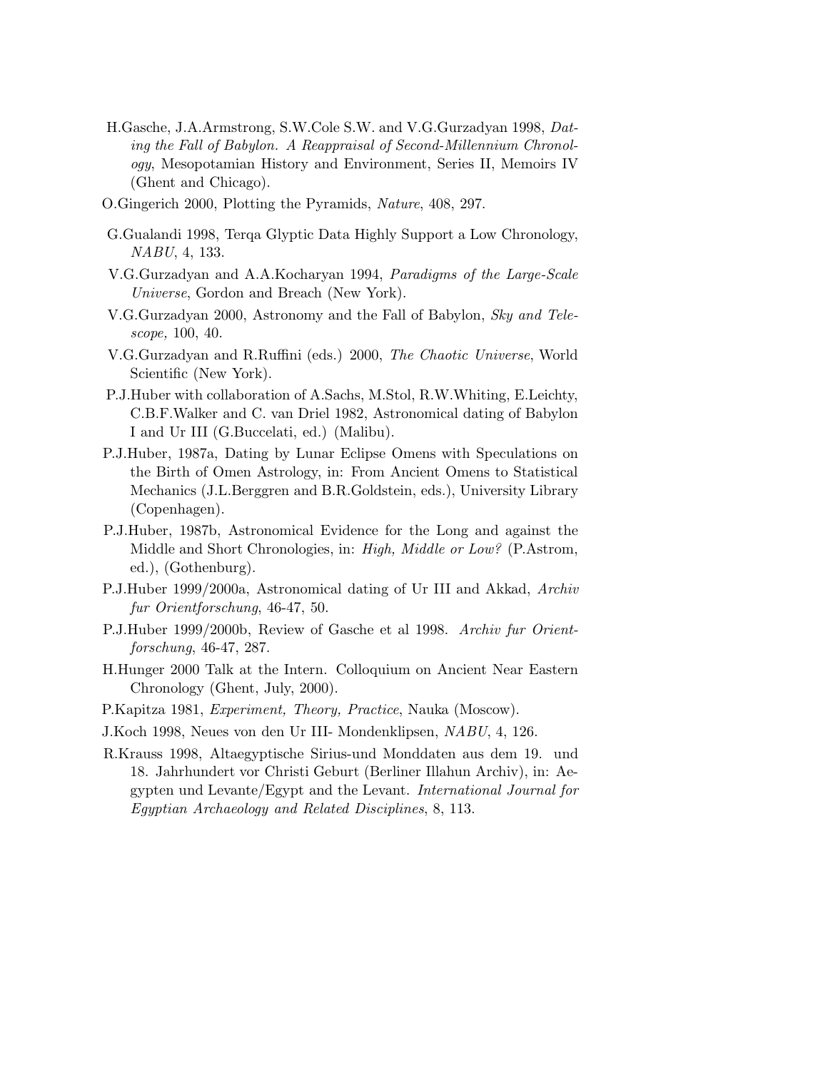H.Gasche, J.A.Armstrong, S.W.Cole S.W. and V.G.Gurzadyan 1998, *Dating the Fall of Babylon. A Reappraisal of Second-Millennium Chronology*, Mesopotamian History and Environment, Series II, Memoirs IV (Ghent and Chicago).

O.Gingerich 2000, Plotting the Pyramids, *Nature*, 408, 297.

G.Gualandi 1998, Terqa Glyptic Data Highly Support a Low Chronology, *NABU*, 4, 133.

V.G.Gurzadyan and A.A.Kocharyan 1994, *Paradigms of the Large-Scale Universe*, Gordon and Breach (New York).

V.G.Gurzadyan 2000, Astronomy and the Fall of Babylon, *Sky and Telescope,* 100, 40.

V.G.Gurzadyan and R.Ruffini (eds.) 2000, *The Chaotic Universe*, World Scientific (New York).

P.J.Huber with collaboration of A.Sachs, M.Stol, R.W.Whiting, E.Leichty, C.B.F.Walker and C. van Driel 1982, Astronomical dating of Babylon I and Ur III (G.Buccelati, ed.) (Malibu).

P.J.Huber, 1987a, Dating by Lunar Eclipse Omens with Speculations on the Birth of Omen Astrology, in: From Ancient Omens to Statistical Mechanics (J.L.Berggren and B.R.Goldstein, eds.), University Library (Copenhagen).

P.J.Huber, 1987b, Astronomical Evidence for the Long and against the Middle and Short Chronologies, in: *High, Middle or Low?* (P.Astrom, ed.), (Gothenburg).

P.J.Huber 1999/2000a, Astronomical dating of Ur III and Akkad, *Archiv fur Orientforschung*, 46-47, 50.

P.J.Huber 1999/2000b, Review of Gasche et al 1998. *Archiv fur Orientforschung*, 46-47, 287.

H.Hunger 2000 Talk at the Intern. Colloquium on Ancient Near Eastern Chronology (Ghent, July, 2000).

P.Kapitza 1981, *Experiment, Theory, Practice*, Nauka (Moscow).

J.Koch 1998, Neues von den Ur III- Mondenklipsen, *NABU*, 4, 126.

R.Krauss 1998, Altaegyptische Sirius-und Monddaten aus dem 19. und 18. Jahrhundert vor Christi Geburt (Berliner Illahun Archiv), in: Aegypten und Levante/Egypt and the Levant. *International Journal for Egyptian Archaeology and Related Disciplines*, 8, 113.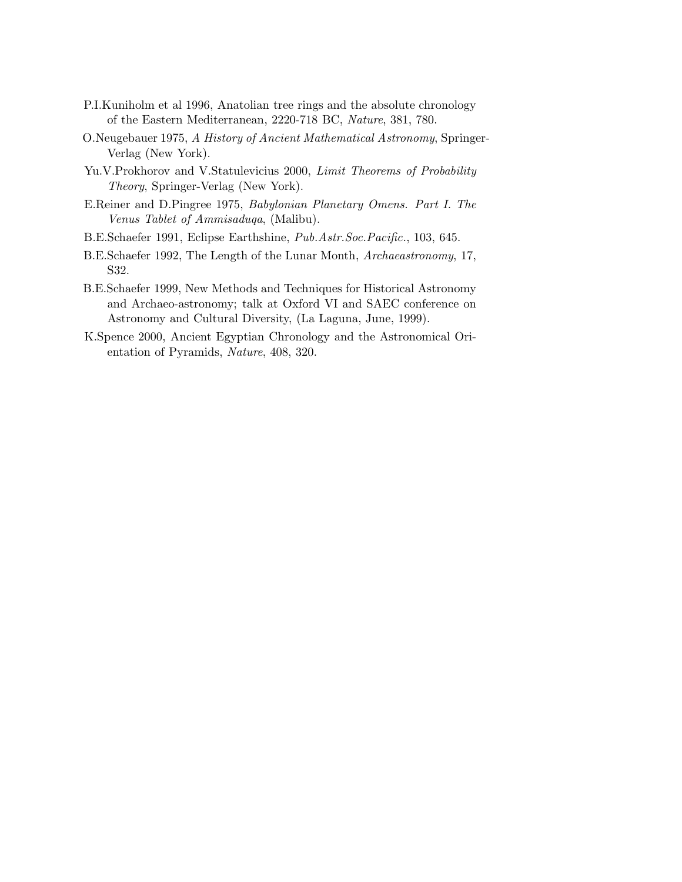P.I.Kuniholm et al 1996, Anatolian tree rings and the absolute chronology of the Eastern Mediterranean, 2220-718 BC, *Nature*, 381, 780.

O.Neugebauer 1975, *A History of Ancient Mathematical Astronomy*, Springer-Verlag (New York).

Yu.V.Prokhorov and V.Statulevicius 2000, *Limit Theorems of Probability Theory*, Springer-Verlag (New York).

E.Reiner and D.Pingree 1975, *Babylonian Planetary Omens. Part I. The Venus Tablet of Ammisaduqa*, (Malibu).

B.E.Schaefer 1991, Eclipse Earthshine, *Pub.Astr.Soc.Pacific.*, 103, 645.

B.E.Schaefer 1992, The Length of the Lunar Month, *Archaeastronomy*, 17, S32.

B.E.Schaefer 1999, New Methods and Techniques for Historical Astronomy and Archaeo-astronomy; talk at Oxford VI and SAEC conference on Astronomy and Cultural Diversity, (La Laguna, June, 1999).

K.Spence 2000, Ancient Egyptian Chronology and the Astronomical Orientation of Pyramids, *Nature*, 408, 320.